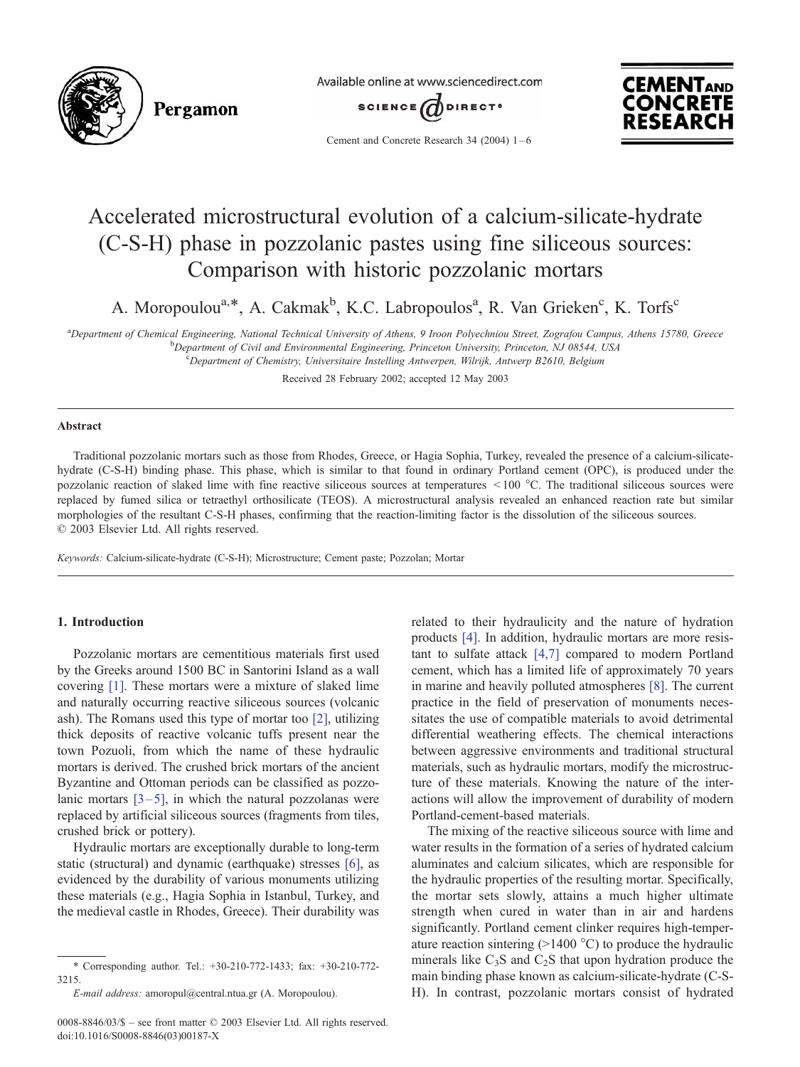# Accelerated microstructural evolution of a calcium-silicate-hydrate (C-S-H) phase in pozzolanic pastes using fine siliceous sources: Comparison with historic pozzolanic mortars

A. Moropoulou[a,*], A. Cakmak[b], K.C. Labropoulos[a], R. Van Grieken[c], K. Torfs[c]

[a] Department of Chemical Engineering, National Technical University of Athens, 9 Iroon Polyechniou Street, Zografou Campus, Athens 15780, Greece
[b] Department of Civil and Environmental Engineering, Princeton University, Princeton, NJ 08544, USA
[c] Department of Chemistry, Universitaire Instelling Antwerpen, Wilrijk, Antwerp B2610, Belgium

Received 28 February 2002; accepted 12 May 2003

## Abstract

Traditional pozzolanic mortars such as those from Rhodes, Greece, or Hagia Sophia, Turkey, revealed the presence of a calcium-silicate-hydrate (C-S-H) binding phase. This phase, which is similar to that found in ordinary Portland cement (OPC), is produced under the pozzolanic reaction of slaked lime with fine reactive siliceous sources at temperatures <100 °C. The traditional siliceous sources were replaced by fumed silica or tetraethyl orthosilicate (TEOS). A microstructural analysis revealed an enhanced reaction rate but similar morphologies of the resultant C-S-H phases, confirming that the reaction-limiting factor is the dissolution of the siliceous sources.
© 2003 Elsevier Ltd. All rights reserved.

*Keywords:* Calcium-silicate-hydrate (C-S-H); Microstructure; Cement paste; Pozzolan; Mortar

## 1. Introduction

Pozzolanic mortars are cementitious materials first used by the Greeks around 1500 BC in Santorini Island as a wall covering [1]. These mortars were a mixture of slaked lime and naturally occurring reactive siliceous sources (volcanic ash). The Romans used this type of mortar too [2], utilizing thick deposits of reactive volcanic tuffs present near the town Pozuoli, from which the name of these hydraulic mortars is derived. The crushed brick mortars of the ancient Byzantine and Ottoman periods can be classified as pozzolanic mortars [3–5], in which the natural pozzolanas were replaced by artificial siliceous sources (fragments from tiles, crushed brick or pottery).

Hydraulic mortars are exceptionally durable to long-term static (structural) and dynamic (earthquake) stresses [6], as evidenced by the durability of various monuments utilizing these materials (e.g., Hagia Sophia in Istanbul, Turkey, and the medieval castle in Rhodes, Greece). Their durability was related to their hydraulicity and the nature of hydration products [4]. In addition, hydraulic mortars are more resistant to sulfate attack [4,7] compared to modern Portland cement, which has a limited life of approximately 70 years in marine and heavily polluted atmospheres [8]. The current practice in the field of preservation of monuments necessitates the use of compatible materials to avoid detrimental differential weathering effects. The chemical interactions between aggressive environments and traditional structural materials, such as hydraulic mortars, modify the microstructure of these materials. Knowing the nature of the interactions will allow the improvement of durability of modern Portland-cement-based materials.

The mixing of the reactive siliceous source with lime and water results in the formation of a series of hydrated calcium aluminates and calcium silicates, which are responsible for the hydraulic properties of the resulting mortar. Specifically, the mortar sets slowly, attains a much higher ultimate strength when cured in water than in air and hardens significantly. Portland cement clinker requires high-temperature reaction sintering (>1400 °C) to produce the hydraulic minerals like $C_3S$ and $C_2S$ that upon hydration produce the main binding phase known as calcium-silicate-hydrate (C-S-H). In contrast, pozzolanic mortars consist of hydrated

* Corresponding author. Tel.: +30-210-772-1433; fax: +30-210-772-3215.
*E-mail address:* amoropul@central.ntua.gr (A. Moropoulou).

0008-8846/03/$ – see front matter © 2003 Elsevier Ltd. All rights reserved.
doi:10.1016/S0008-8846(03)00187-X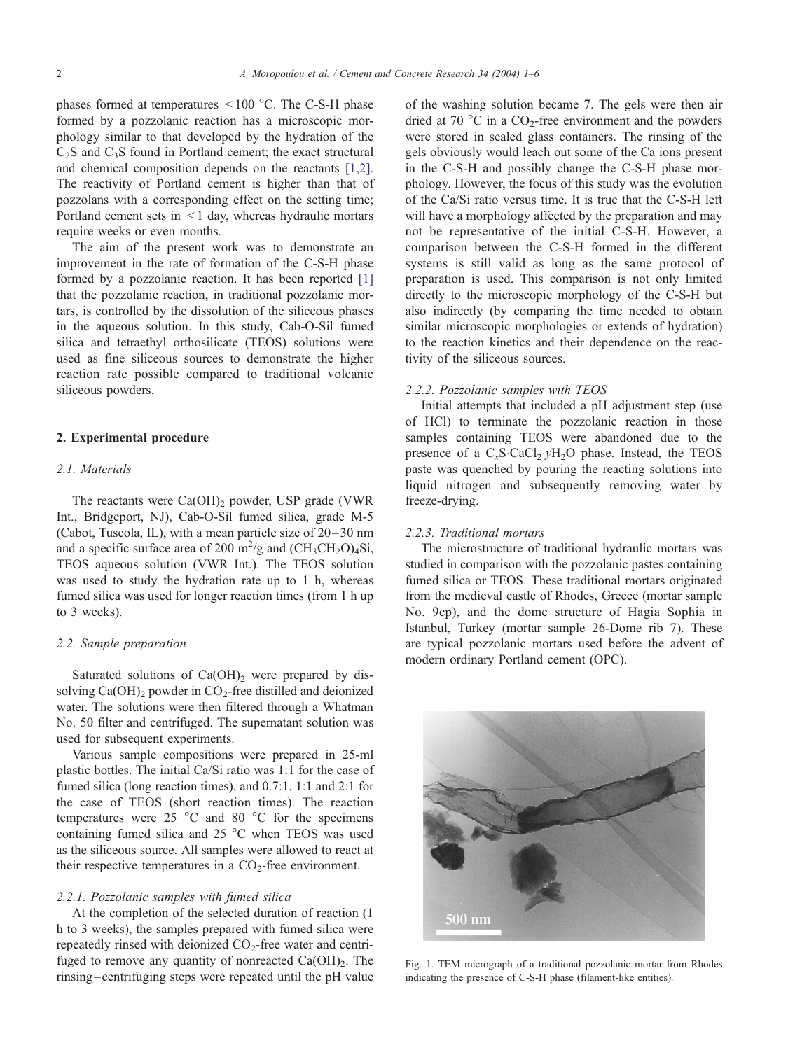phases formed at temperatures $<100$ °C. The C-S-H phase formed by a pozzolanic reaction has a microscopic morphology similar to that developed by the hydration of the $C_2S$ and $C_3S$ found in Portland cement; the exact structural and chemical composition depends on the reactants [1,2]. The reactivity of Portland cement is higher than that of pozzolans with a corresponding effect on the setting time; Portland cement sets in $<1$ day, whereas hydraulic mortars require weeks or even months.

The aim of the present work was to demonstrate an improvement in the rate of formation of the C-S-H phase formed by a pozzolanic reaction. It has been reported [1] that the pozzolanic reaction, in traditional pozzolanic mortars, is controlled by the dissolution of the siliceous phases in the aqueous solution. In this study, Cab-O-Sil fumed silica and tetraethyl orthosilicate (TEOS) solutions were used as fine siliceous sources to demonstrate the higher reaction rate possible compared to traditional volcanic siliceous powders.

## 2. Experimental procedure

### 2.1. Materials

The reactants were $Ca(OH)_2$ powder, USP grade (VWR Int., Bridgeport, NJ), Cab-O-Sil fumed silica, grade M-5 (Cabot, Tuscola, IL), with a mean particle size of 20–30 nm and a specific surface area of 200 $m^2/g$ and $(CH_3CH_2O)_4Si$, TEOS aqueous solution (VWR Int.). The TEOS solution was used to study the hydration rate up to 1 h, whereas fumed silica was used for longer reaction times (from 1 h up to 3 weeks).

### 2.2. Sample preparation

Saturated solutions of $Ca(OH)_2$ were prepared by dissolving $Ca(OH)_2$ powder in $CO_2$-free distilled and deionized water. The solutions were then filtered through a Whatman No. 50 filter and centrifuged. The supernatant solution was used for subsequent experiments.

Various sample compositions were prepared in 25-ml plastic bottles. The initial Ca/Si ratio was 1:1 for the case of fumed silica (long reaction times), and 0.7:1, 1:1 and 2:1 for the case of TEOS (short reaction times). The reaction temperatures were 25 °C and 80 °C for the specimens containing fumed silica and 25 °C when TEOS was used as the siliceous source. All samples were allowed to react at their respective temperatures in a $CO_2$-free environment.

#### 2.2.1. Pozzolanic samples with fumed silica

At the completion of the selected duration of reaction (1 h to 3 weeks), the samples prepared with fumed silica were repeatedly rinsed with deionized $CO_2$-free water and centrifuged to remove any quantity of nonreacted $Ca(OH)_2$. The rinsing–centrifuging steps were repeated until the pH value of the washing solution became 7. The gels were then air dried at 70 °C in a $CO_2$-free environment and the powders were stored in sealed glass containers. The rinsing of the gels obviously would leach out some of the Ca ions present in the C-S-H and possibly change the C-S-H phase morphology. However, the focus of this study was the evolution of the Ca/Si ratio versus time. It is true that the C-S-H left will have a morphology affected by the preparation and may not be representative of the initial C-S-H. However, a comparison between the C-S-H formed in the different systems is still valid as long as the same protocol of preparation is used. This comparison is not only limited directly to the microscopic morphology of the C-S-H but also indirectly (by comparing the time needed to obtain similar microscopic morphologies or extends of hydration) to the reaction kinetics and their dependence on the reactivity of the siliceous sources.

#### 2.2.2. Pozzolanic samples with TEOS

Initial attempts that included a pH adjustment step (use of HCl) to terminate the pozzolanic reaction in those samples containing TEOS were abandoned due to the presence of a $C_xS\cdot CaCl_2\cdot yH_2O$ phase. Instead, the TEOS paste was quenched by pouring the reacting solutions into liquid nitrogen and subsequently removing water by freeze-drying.

#### 2.2.3. Traditional mortars

The microstructure of traditional hydraulic mortars was studied in comparison with the pozzolanic pastes containing fumed silica or TEOS. These traditional mortars originated from the medieval castle of Rhodes, Greece (mortar sample No. 9cp), and the dome structure of Hagia Sophia in Istanbul, Turkey (mortar sample 26-Dome rib 7). These are typical pozzolanic mortars used before the advent of modern ordinary Portland cement (OPC).

Fig. 1. TEM micrograph of a traditional pozzolanic mortar from Rhodes indicating the presence of C-S-H phase (filament-like entities).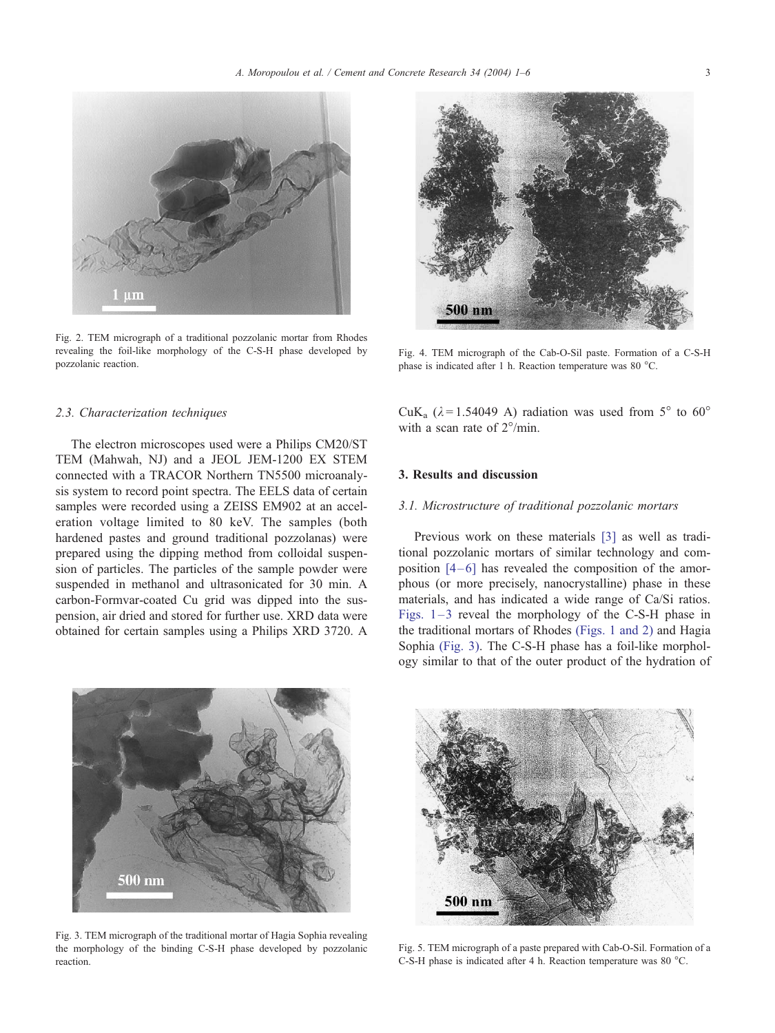Fig. 2. TEM micrograph of a traditional pozzolanic mortar from Rhodes revealing the foil-like morphology of the C-S-H phase developed by pozzolanic reaction.

Fig. 4. TEM micrograph of the Cab-O-Sil paste. Formation of a C-S-H phase is indicated after 1 h. Reaction temperature was 80 °C.

### 2.3. Characterization techniques

The electron microscopes used were a Philips CM20/ST TEM (Mahwah, NJ) and a JEOL JEM-1200 EX STEM connected with a TRACOR Northern TN5500 microanalysis system to record point spectra. The EELS data of certain samples were recorded using a ZEISS EM902 at an acceleration voltage limited to 80 keV. The samples (both hardened pastes and ground traditional pozzolanas) were prepared using the dipping method from colloidal suspension of particles. The particles of the sample powder were suspended in methanol and ultrasonicated for 30 min. A carbon-Formvar-coated Cu grid was dipped into the suspension, air dried and stored for further use. XRD data were obtained for certain samples using a Philips XRD 3720. A $CuK_a$ ($\lambda$ = 1.54049 A) radiation was used from 5° to 60° with a scan rate of 2°/min.

## 3. Results and discussion

### 3.1. Microstructure of traditional pozzolanic mortars

Previous work on these materials [3] as well as traditional pozzolanic mortars of similar technology and composition [4–6] has revealed the composition of the amorphous (or more precisely, nanocrystalline) phase in these materials, and has indicated a wide range of Ca/Si ratios. Figs. 1–3 reveal the morphology of the C-S-H phase in the traditional mortars of Rhodes (Figs. 1 and 2) and Hagia Sophia (Fig. 3). The C-S-H phase has a foil-like morphology similar to that of the outer product of the hydration of

Fig. 3. TEM micrograph of the traditional mortar of Hagia Sophia revealing the morphology of the binding C-S-H phase developed by pozzolanic reaction.

Fig. 5. TEM micrograph of a paste prepared with Cab-O-Sil. Formation of a C-S-H phase is indicated after 4 h. Reaction temperature was 80 °C.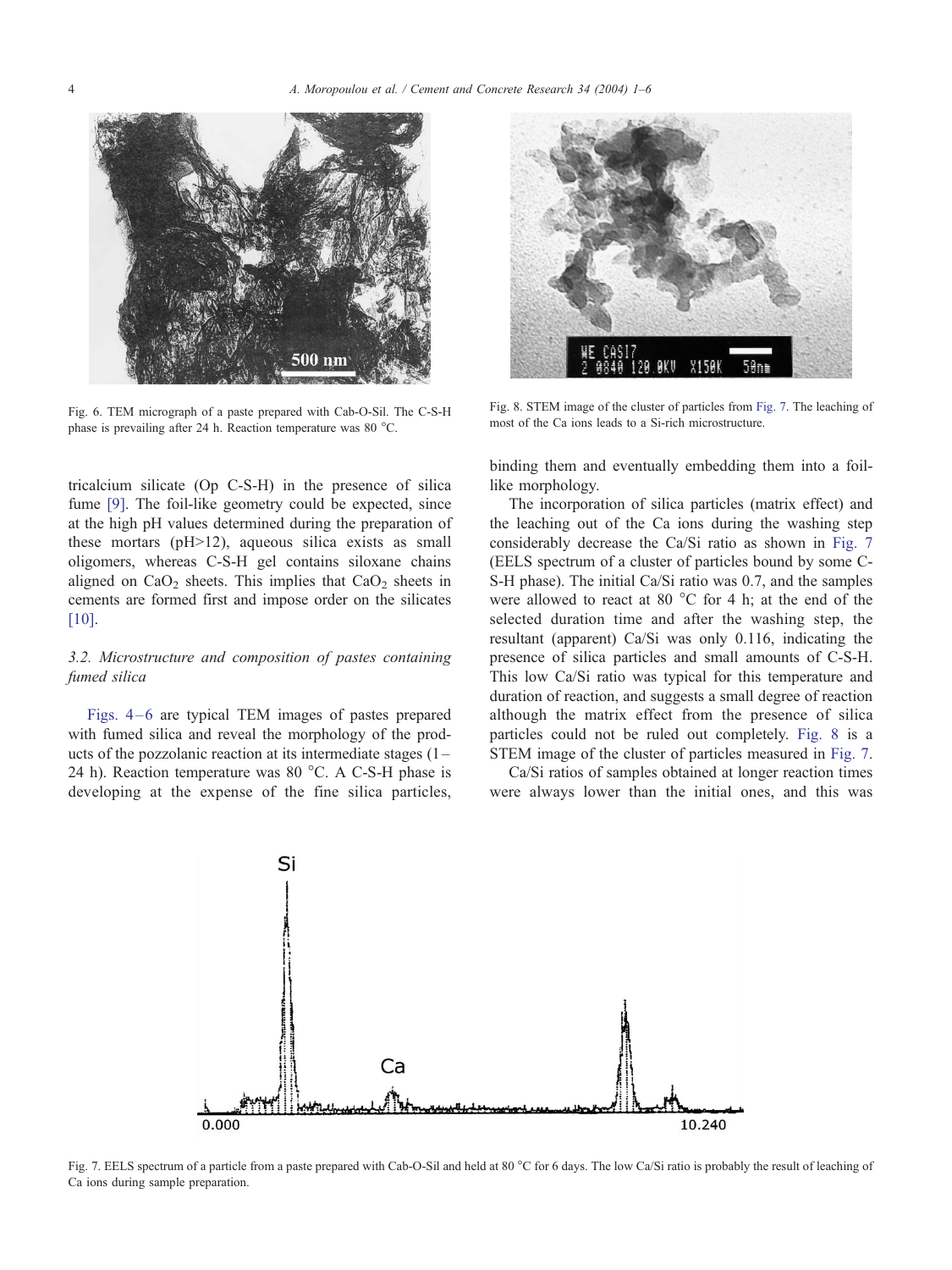Fig. 6. TEM micrograph of a paste prepared with Cab-O-Sil. The C-S-H phase is prevailing after 24 h. Reaction temperature was 80 °C.

Fig. 8. STEM image of the cluster of particles from Fig. 7. The leaching of most of the Ca ions leads to a Si-rich microstructure.

tricalcium silicate (Op C-S-H) in the presence of silica fume [9]. The foil-like geometry could be expected, since at the high pH values determined during the preparation of these mortars (pH>12), aqueous silica exists as small oligomers, whereas C-S-H gel contains siloxane chains aligned on $CaO_2$ sheets. This implies that $CaO_2$ sheets in cements are formed first and impose order on the silicates [10].

### 3.2. Microstructure and composition of pastes containing fumed silica

Figs. 4–6 are typical TEM images of pastes prepared with fumed silica and reveal the morphology of the products of the pozzolanic reaction at its intermediate stages (1–24 h). Reaction temperature was 80 °C. A C-S-H phase is developing at the expense of the fine silica particles, binding them and eventually embedding them into a foil-like morphology.

The incorporation of silica particles (matrix effect) and the leaching out of the Ca ions during the washing step considerably decrease the Ca/Si ratio as shown in Fig. 7 (EELS spectrum of a cluster of particles bound by some C-S-H phase). The initial Ca/Si ratio was 0.7, and the samples were allowed to react at 80 °C for 4 h; at the end of the selected duration time and after the washing step, the resultant (apparent) Ca/Si was only 0.116, indicating the presence of silica particles and small amounts of C-S-H. This low Ca/Si ratio was typical for this temperature and duration of reaction, and suggests a small degree of reaction although the matrix effect from the presence of silica particles could not be ruled out completely. Fig. 8 is a STEM image of the cluster of particles measured in Fig. 7.

Ca/Si ratios of samples obtained at longer reaction times were always lower than the initial ones, and this was

Fig. 7. EELS spectrum of a particle from a paste prepared with Cab-O-Sil and held at 80 °C for 6 days. The low Ca/Si ratio is probably the result of leaching of Ca ions during sample preparation.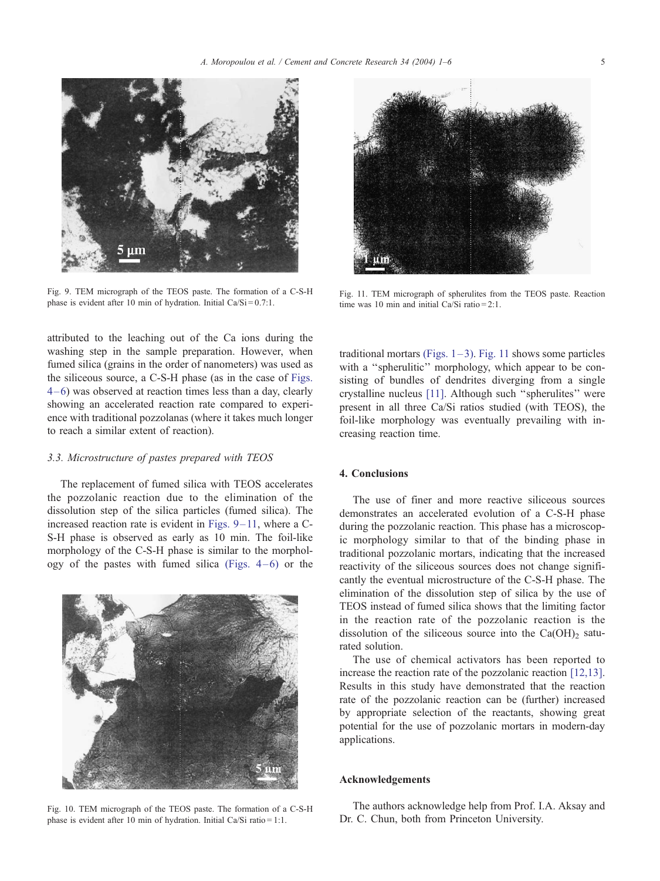Fig. 9. TEM micrograph of the TEOS paste. The formation of a C-S-H phase is evident after 10 min of hydration. Initial Ca/Si = 0.7:1.

attributed to the leaching out of the Ca ions during the washing step in the sample preparation. However, when fumed silica (grains in the order of nanometers) was used as the siliceous source, a C-S-H phase (as in the case of Figs. 4–6) was observed at reaction times less than a day, clearly showing an accelerated reaction rate compared to experience with traditional pozzolanas (where it takes much longer to reach a similar extent of reaction).

### 3.3. Microstructure of pastes prepared with TEOS

The replacement of fumed silica with TEOS accelerates the pozzolanic reaction due to the elimination of the dissolution step of the silica particles (fumed silica). The increased reaction rate is evident in Figs. 9–11, where a C-S-H phase is observed as early as 10 min. The foil-like morphology of the C-S-H phase is similar to the morphology of the pastes with fumed silica (Figs. 4–6) or the traditional mortars (Figs. 1–3). Fig. 11 shows some particles with a ''spherulitic'' morphology, which appear to be consisting of bundles of dendrites diverging from a single crystalline nucleus [11]. Although such ''spherulites'' were present in all three Ca/Si ratios studied (with TEOS), the foil-like morphology was eventually prevailing with increasing reaction time.

Fig. 10. TEM micrograph of the TEOS paste. The formation of a C-S-H phase is evident after 10 min of hydration. Initial Ca/Si ratio = 1:1.

Fig. 11. TEM micrograph of spherulites from the TEOS paste. Reaction time was 10 min and initial Ca/Si ratio = 2:1.

## 4. Conclusions

The use of finer and more reactive siliceous sources demonstrates an accelerated evolution of a C-S-H phase during the pozzolanic reaction. This phase has a microscopic morphology similar to that of the binding phase in traditional pozzolanic mortars, indicating that the increased reactivity of the siliceous sources does not change significantly the eventual microstructure of the C-S-H phase. The elimination of the dissolution step of silica by the use of TEOS instead of fumed silica shows that the limiting factor in the reaction rate of the pozzolanic reaction is the dissolution of the siliceous source into the $Ca(OH)_2$ saturated solution.

The use of chemical activators has been reported to increase the reaction rate of the pozzolanic reaction [12,13]. Results in this study have demonstrated that the reaction rate of the pozzolanic reaction can be (further) increased by appropriate selection of the reactants, showing great potential for the use of pozzolanic mortars in modern-day applications.

## Acknowledgements

The authors acknowledge help from Prof. I.A. Aksay and Dr. C. Chun, both from Princeton University.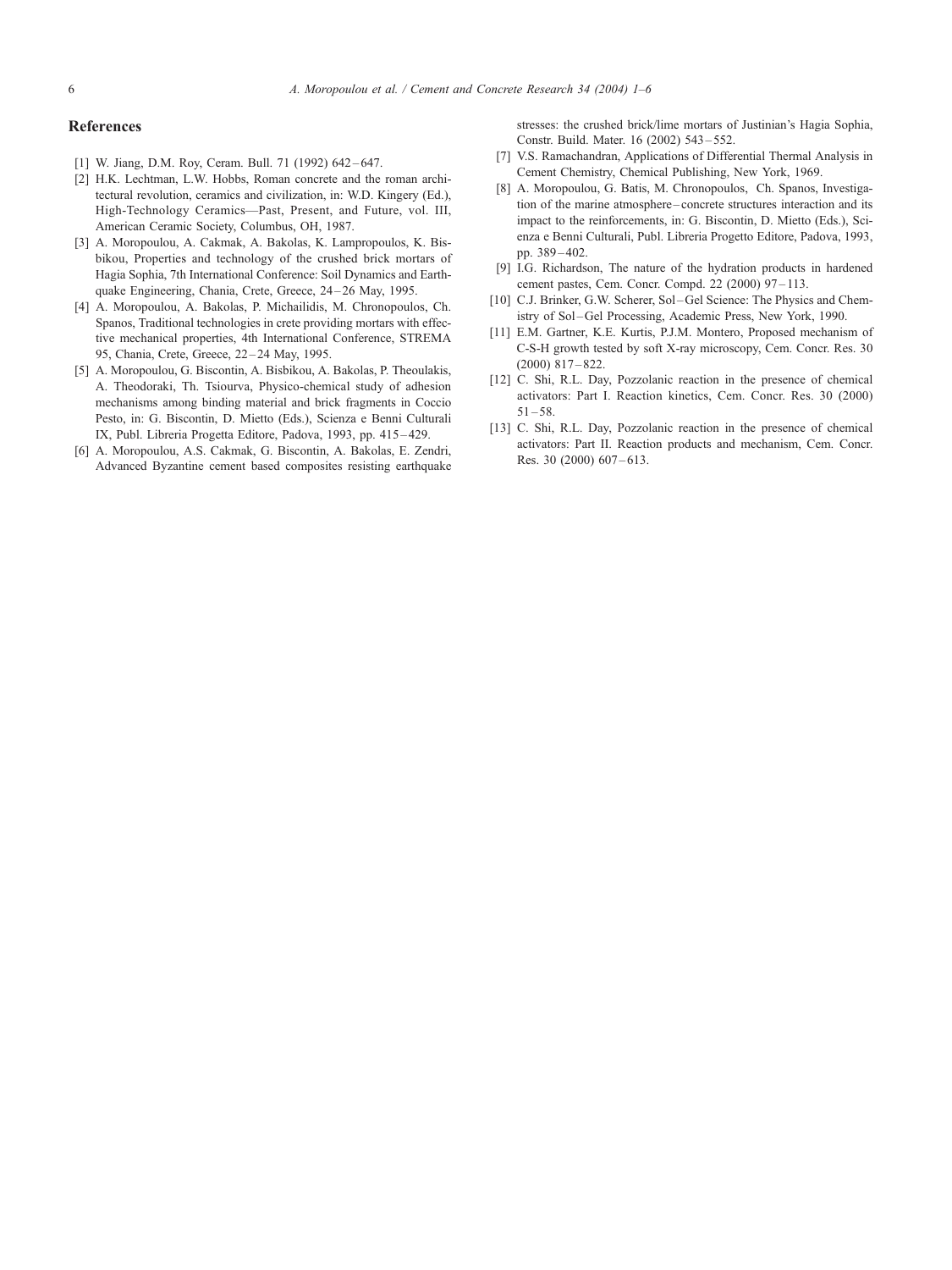## References

[1] W. Jiang, D.M. Roy, Ceram. Bull. 71 (1992) 642–647.

[2] H.K. Lechtman, L.W. Hobbs, Roman concrete and the roman architectural revolution, ceramics and civilization, in: W.D. Kingery (Ed.), High-Technology Ceramics—Past, Present, and Future, vol. III, American Ceramic Society, Columbus, OH, 1987.

[3] A. Moropoulou, A. Cakmak, A. Bakolas, K. Lampropoulos, K. Bisbikou, Properties and technology of the crushed brick mortars of Hagia Sophia, 7th International Conference: Soil Dynamics and Earthquake Engineering, Chania, Crete, Greece, 24–26 May, 1995.

[4] A. Moropoulou, A. Bakolas, P. Michailidis, M. Chronopoulos, Ch. Spanos, Traditional technologies in crete providing mortars with effective mechanical properties, 4th International Conference, STREMA 95, Chania, Crete, Greece, 22–24 May, 1995.

[5] A. Moropoulou, G. Biscontin, A. Bisbikou, A. Bakolas, P. Theoulakis, A. Theodoraki, Th. Tsiourva, Physico-chemical study of adhesion mechanisms among binding material and brick fragments in Coccio Pesto, in: G. Biscontin, D. Mietto (Eds.), Scienza e Benni Culturali IX, Publ. Libreria Progetta Editore, Padova, 1993, pp. 415–429.

[6] A. Moropoulou, A.S. Cakmak, G. Biscontin, A. Bakolas, E. Zendri, Advanced Byzantine cement based composites resisting earthquake stresses: the crushed brick/lime mortars of Justinian's Hagia Sophia, Constr. Build. Mater. 16 (2002) 543–552.

[7] V.S. Ramachandran, Applications of Differential Thermal Analysis in Cement Chemistry, Chemical Publishing, New York, 1969.

[8] A. Moropoulou, G. Batis, M. Chronopoulos, Ch. Spanos, Investigation of the marine atmosphere–concrete structures interaction and its impact to the reinforcements, in: G. Biscontin, D. Mietto (Eds.), Scienza e Benni Culturali, Publ. Libreria Progetto Editore, Padova, 1993, pp. 389–402.

[9] I.G. Richardson, The nature of the hydration products in hardened cement pastes, Cem. Concr. Compd. 22 (2000) 97–113.

[10] C.J. Brinker, G.W. Scherer, Sol–Gel Science: The Physics and Chemistry of Sol–Gel Processing, Academic Press, New York, 1990.

[11] E.M. Gartner, K.E. Kurtis, P.J.M. Montero, Proposed mechanism of C-S-H growth tested by soft X-ray microscopy, Cem. Concr. Res. 30 (2000) 817–822.

[12] C. Shi, R.L. Day, Pozzolanic reaction in the presence of chemical activators: Part I. Reaction kinetics, Cem. Concr. Res. 30 (2000) 51–58.

[13] C. Shi, R.L. Day, Pozzolanic reaction in the presence of chemical activators: Part II. Reaction products and mechanism, Cem. Concr. Res. 30 (2000) 607–613.